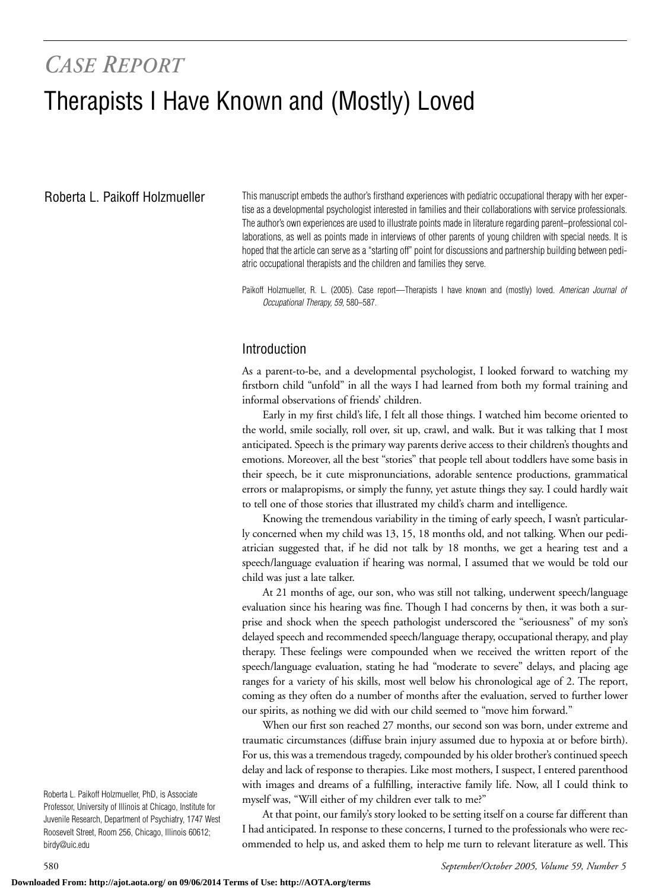*CASE REPORT*

# Therapists I Have Known and (Mostly) Loved

Roberta L. Paikoff Holzmueller

This manuscript embeds the author's firsthand experiences with pediatric occupational therapy with her expertise as a developmental psychologist interested in families and their collaborations with service professionals. The author's own experiences are used to illustrate points made in literature regarding parent–professional collaborations, as well as points made in interviews of other parents of young children with special needs. It is hoped that the article can serve as a "starting off" point for discussions and partnership building between pediatric occupational therapists and the children and families they serve.

Paikoff Holzmueller, R. L. (2005). Case report—Therapists I have known and (mostly) loved. *American Journal of Occupational Therapy, 59*, 580–587.

## Introduction

As a parent-to-be, and a developmental psychologist, I looked forward to watching my firstborn child "unfold" in all the ways I had learned from both my formal training and informal observations of friends' children.

Early in my first child's life, I felt all those things. I watched him become oriented to the world, smile socially, roll over, sit up, crawl, and walk. But it was talking that I most anticipated. Speech is the primary way parents derive access to their children's thoughts and emotions. Moreover, all the best "stories" that people tell about toddlers have some basis in their speech, be it cute mispronunciations, adorable sentence productions, grammatical errors or malapropisms, or simply the funny, yet astute things they say. I could hardly wait to tell one of those stories that illustrated my child's charm and intelligence.

Knowing the tremendous variability in the timing of early speech, I wasn't particularly concerned when my child was 13, 15, 18 months old, and not talking. When our pediatrician suggested that, if he did not talk by 18 months, we get a hearing test and a speech/language evaluation if hearing was normal, I assumed that we would be told our child was just a late talker.

At 21 months of age, our son, who was still not talking, underwent speech/language evaluation since his hearing was fine. Though I had concerns by then, it was both a surprise and shock when the speech pathologist underscored the "seriousness" of my son's delayed speech and recommended speech/language therapy, occupational therapy, and play therapy. These feelings were compounded when we received the written report of the speech/language evaluation, stating he had "moderate to severe" delays, and placing age ranges for a variety of his skills, most well below his chronological age of 2. The report, coming as they often do a number of months after the evaluation, served to further lower our spirits, as nothing we did with our child seemed to "move him forward."

When our first son reached 27 months, our second son was born, under extreme and traumatic circumstances (diffuse brain injury assumed due to hypoxia at or before birth). For us, this was a tremendous tragedy, compounded by his older brother's continued speech delay and lack of response to therapies. Like most mothers, I suspect, I entered parenthood with images and dreams of a fulfilling, interactive family life. Now, all I could think to myself was, "Will either of my children ever talk to me?"

At that point, our family's story looked to be setting itself on a course far different than I had anticipated. In response to these concerns, I turned to the professionals who were recommended to help us, and asked them to help me turn to relevant literature as well. This

Roberta L. Paikoff Holzmueller, PhD, is Associate Professor, University of Illinois at Chicago, Institute for Juvenile Research, Department of Psychiatry, 1747 West Roosevelt Street, Room 256, Chicago, Illinois 60612; birdy@uic.edu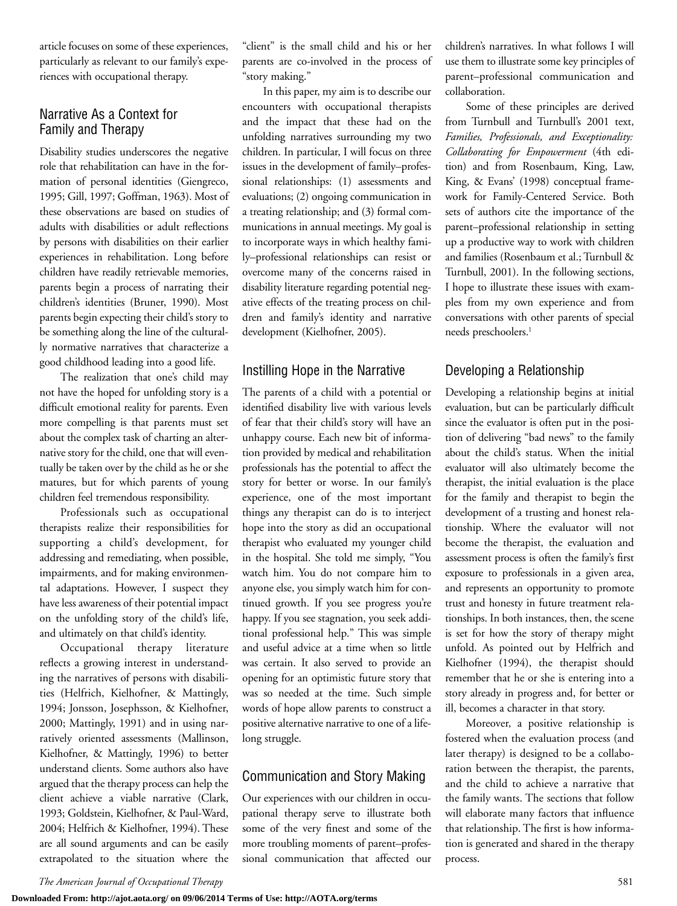article focuses on some of these experiences, particularly as relevant to our family's experiences with occupational therapy.

## Narrative As a Context for Family and Therapy

Disability studies underscores the negative role that rehabilitation can have in the formation of personal identities (Giengreco, 1995; Gill, 1997; Goffman, 1963). Most of these observations are based on studies of adults with disabilities or adult reflections by persons with disabilities on their earlier experiences in rehabilitation. Long before children have readily retrievable memories, parents begin a process of narrating their children's identities (Bruner, 1990). Most parents begin expecting their child's story to be something along the line of the culturally normative narratives that characterize a good childhood leading into a good life.

The realization that one's child may not have the hoped for unfolding story is a difficult emotional reality for parents. Even more compelling is that parents must set about the complex task of charting an alternative story for the child, one that will eventually be taken over by the child as he or she matures, but for which parents of young children feel tremendous responsibility.

Professionals such as occupational therapists realize their responsibilities for supporting a child's development, for addressing and remediating, when possible, impairments, and for making environmental adaptations. However, I suspect they have less awareness of their potential impact on the unfolding story of the child's life, and ultimately on that child's identity.

Occupational therapy literature reflects a growing interest in understanding the narratives of persons with disabilities (Helfrich, Kielhofner, & Mattingly, 1994; Jonsson, Josephsson, & Kielhofner, 2000; Mattingly, 1991) and in using narratively oriented assessments (Mallinson, Kielhofner, & Mattingly, 1996) to better understand clients. Some authors also have argued that the therapy process can help the client achieve a viable narrative (Clark, 1993; Goldstein, Kielhofner, & Paul-Ward, 2004; Helfrich & Kielhofner, 1994). These are all sound arguments and can be easily extrapolated to the situation where the "client" is the small child and his or her parents are co-involved in the process of "story making."

In this paper, my aim is to describe our encounters with occupational therapists and the impact that these had on the unfolding narratives surrounding my two children. In particular, I will focus on three issues in the development of family–professional relationships: (1) assessments and evaluations; (2) ongoing communication in a treating relationship; and (3) formal communications in annual meetings. My goal is to incorporate ways in which healthy family–professional relationships can resist or overcome many of the concerns raised in disability literature regarding potential negative effects of the treating process on children and family's identity and narrative development (Kielhofner, 2005).

## Instilling Hope in the Narrative

The parents of a child with a potential or identified disability live with various levels of fear that their child's story will have an unhappy course. Each new bit of information provided by medical and rehabilitation professionals has the potential to affect the story for better or worse. In our family's experience, one of the most important things any therapist can do is to interject hope into the story as did an occupational therapist who evaluated my younger child in the hospital. She told me simply, "You watch him. You do not compare him to anyone else, you simply watch him for continued growth. If you see progress you're happy. If you see stagnation, you seek additional professional help." This was simple and useful advice at a time when so little was certain. It also served to provide an opening for an optimistic future story that was so needed at the time. Such simple words of hope allow parents to construct a positive alternative narrative to one of a lifelong struggle.

## Communication and Story Making

Our experiences with our children in occupational therapy serve to illustrate both some of the very finest and some of the more troubling moments of parent–professional communication that affected our children's narratives. In what follows I will use them to illustrate some key principles of parent–professional communication and collaboration.

Some of these principles are derived from Turnbull and Turnbull's 2001 text, *Families, Professionals, and Exceptionality: Collaborating for Empowerment* (4th edition) and from Rosenbaum, King, Law, King, & Evans' (1998) conceptual framework for Family-Centered Service. Both sets of authors cite the importance of the parent–professional relationship in setting up a productive way to work with children and families (Rosenbaum et al.; Turnbull & Turnbull, 2001). In the following sections, I hope to illustrate these issues with examples from my own experience and from conversations with other parents of special needs preschoolers.[1]

## Developing a Relationship

Developing a relationship begins at initial evaluation, but can be particularly difficult since the evaluator is often put in the position of delivering "bad news" to the family about the child's status. When the initial evaluator will also ultimately become the therapist, the initial evaluation is the place for the family and therapist to begin the development of a trusting and honest relationship. Where the evaluator will not become the therapist, the evaluation and assessment process is often the family's first exposure to professionals in a given area, and represents an opportunity to promote trust and honesty in future treatment relationships. In both instances, then, the scene is set for how the story of therapy might unfold. As pointed out by Helfrich and Kielhofner (1994), the therapist should remember that he or she is entering into a story already in progress and, for better or ill, becomes a character in that story.

Moreover, a positive relationship is fostered when the evaluation process (and later therapy) is designed to be a collaboration between the therapist, the parents, and the child to achieve a narrative that the family wants. The sections that follow will elaborate many factors that influence that relationship. The first is how information is generated and shared in the therapy process.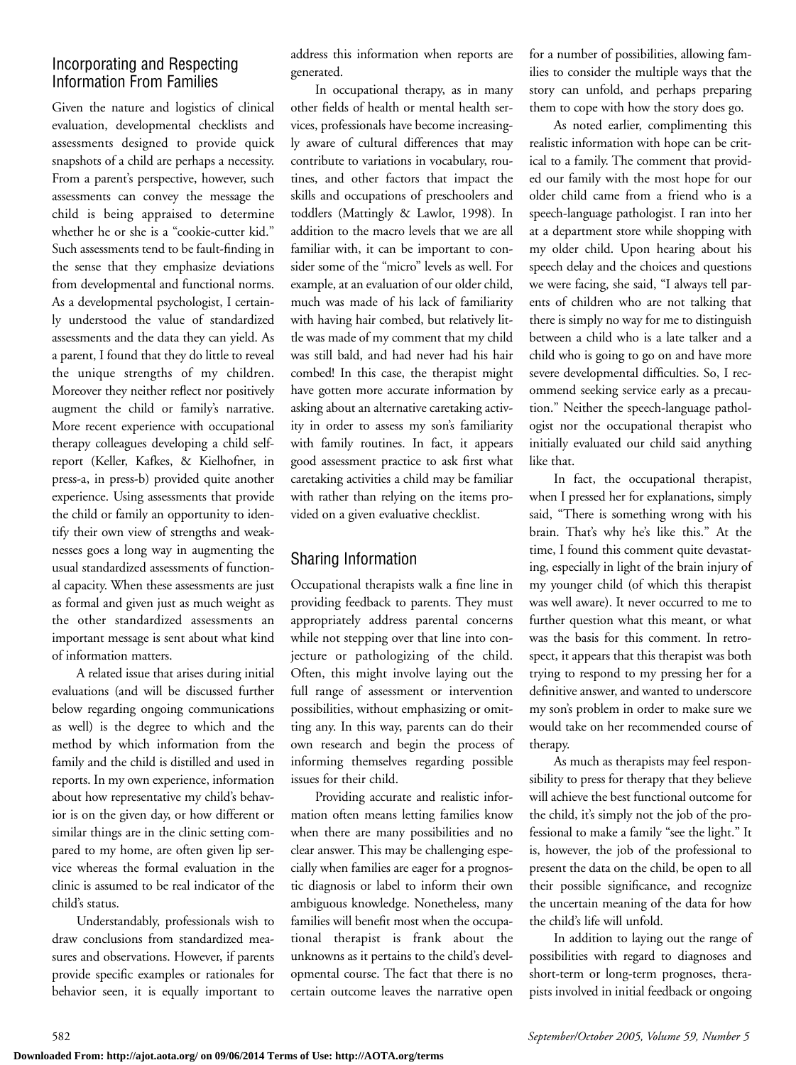## Incorporating and Respecting Information From Families

Given the nature and logistics of clinical evaluation, developmental checklists and assessments designed to provide quick snapshots of a child are perhaps a necessity. From a parent's perspective, however, such assessments can convey the message the child is being appraised to determine whether he or she is a "cookie-cutter kid." Such assessments tend to be fault-finding in the sense that they emphasize deviations from developmental and functional norms. As a developmental psychologist, I certainly understood the value of standardized assessments and the data they can yield. As a parent, I found that they do little to reveal the unique strengths of my children. Moreover they neither reflect nor positively augment the child or family's narrative. More recent experience with occupational therapy colleagues developing a child self-report (Keller, Kafkes, & Kielhofner, in press-a, in press-b) provided quite another experience. Using assessments that provide the child or family an opportunity to identify their own view of strengths and weaknesses goes a long way in augmenting the usual standardized assessments of functional capacity. When these assessments are just as formal and given just as much weight as the other standardized assessments an important message is sent about what kind of information matters.

A related issue that arises during initial evaluations (and will be discussed further below regarding ongoing communications as well) is the degree to which and the method by which information from the family and the child is distilled and used in reports. In my own experience, information about how representative my child's behavior is on the given day, or how different or similar things are in the clinic setting compared to my home, are often given lip service whereas the formal evaluation in the clinic is assumed to be real indicator of the child's status.

Understandably, professionals wish to draw conclusions from standardized measures and observations. However, if parents provide specific examples or rationales for behavior seen, it is equally important to address this information when reports are generated.

In occupational therapy, as in many other fields of health or mental health services, professionals have become increasingly aware of cultural differences that may contribute to variations in vocabulary, routines, and other factors that impact the skills and occupations of preschoolers and toddlers (Mattingly & Lawlor, 1998). In addition to the macro levels that we are all familiar with, it can be important to consider some of the "micro" levels as well. For example, at an evaluation of our older child, much was made of his lack of familiarity with having hair combed, but relatively little was made of my comment that my child was still bald, and had never had his hair combed! In this case, the therapist might have gotten more accurate information by asking about an alternative caretaking activity in order to assess my son's familiarity with family routines. In fact, it appears good assessment practice to ask first what caretaking activities a child may be familiar with rather than relying on the items provided on a given evaluative checklist.

## Sharing Information

Occupational therapists walk a fine line in providing feedback to parents. They must appropriately address parental concerns while not stepping over that line into conjecture or pathologizing of the child. Often, this might involve laying out the full range of assessment or intervention possibilities, without emphasizing or omitting any. In this way, parents can do their own research and begin the process of informing themselves regarding possible issues for their child.

Providing accurate and realistic information often means letting families know when there are many possibilities and no clear answer. This may be challenging especially when families are eager for a prognostic diagnosis or label to inform their own ambiguous knowledge. Nonetheless, many families will benefit most when the occupational therapist is frank about the unknowns as it pertains to the child's developmental course. The fact that there is no certain outcome leaves the narrative open for a number of possibilities, allowing families to consider the multiple ways that the story can unfold, and perhaps preparing them to cope with how the story does go.

As noted earlier, complimenting this realistic information with hope can be critical to a family. The comment that provided our family with the most hope for our older child came from a friend who is a speech-language pathologist. I ran into her at a department store while shopping with my older child. Upon hearing about his speech delay and the choices and questions we were facing, she said, "I always tell parents of children who are not talking that there is simply no way for me to distinguish between a child who is a late talker and a child who is going to go on and have more severe developmental difficulties. So, I recommend seeking service early as a precaution." Neither the speech-language pathologist nor the occupational therapist who initially evaluated our child said anything like that.

In fact, the occupational therapist, when I pressed her for explanations, simply said, "There is something wrong with his brain. That's why he's like this." At the time, I found this comment quite devastating, especially in light of the brain injury of my younger child (of which this therapist was well aware). It never occurred to me to further question what this meant, or what was the basis for this comment. In retrospect, it appears that this therapist was both trying to respond to my pressing her for a definitive answer, and wanted to underscore my son's problem in order to make sure we would take on her recommended course of therapy.

As much as therapists may feel responsibility to press for therapy that they believe will achieve the best functional outcome for the child, it's simply not the job of the professional to make a family "see the light." It is, however, the job of the professional to present the data on the child, be open to all their possible significance, and recognize the uncertain meaning of the data for how the child's life will unfold.

In addition to laying out the range of possibilities with regard to diagnoses and short-term or long-term prognoses, therapists involved in initial feedback or ongoing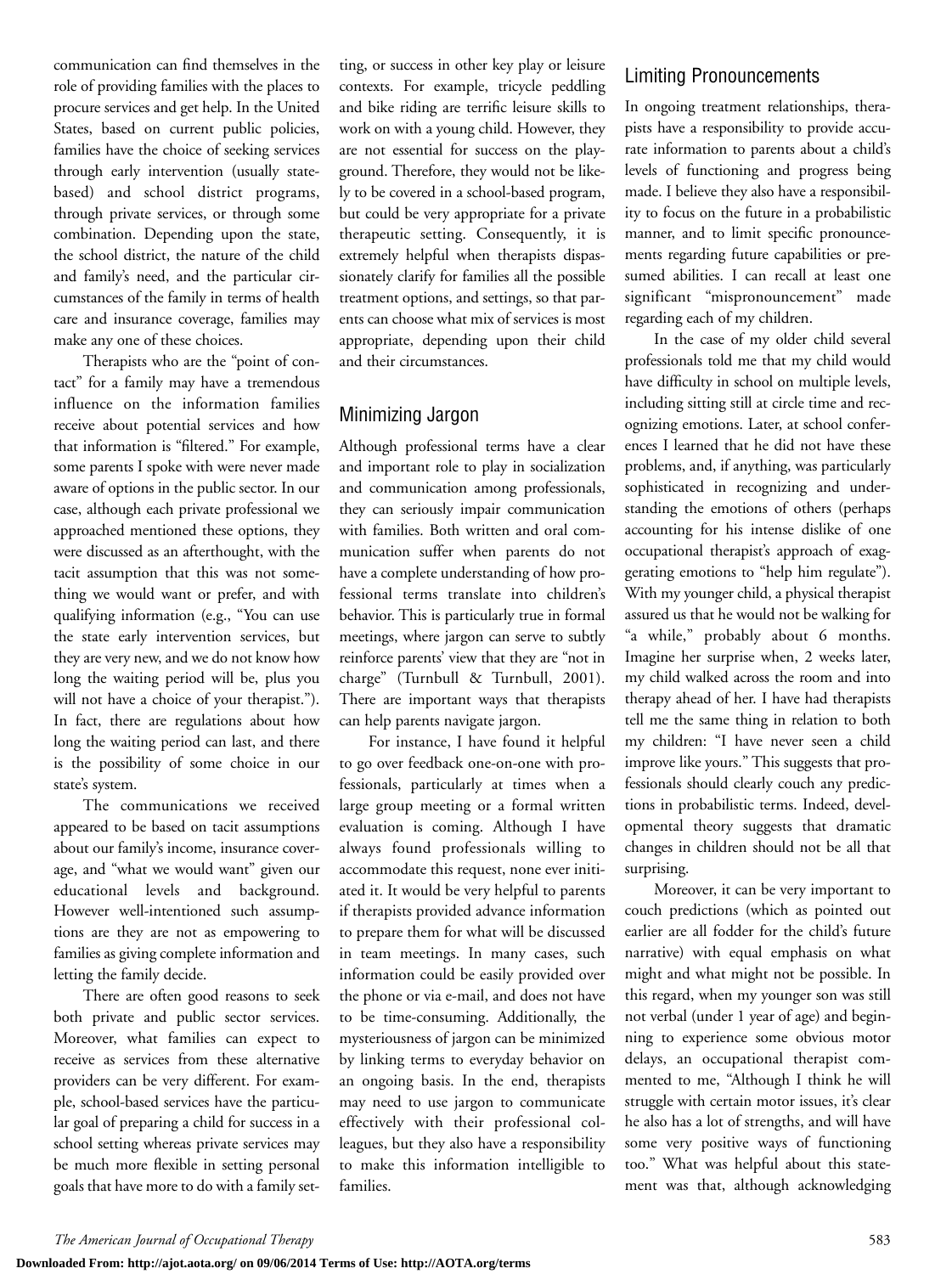communication can find themselves in the role of providing families with the places to procure services and get help. In the United States, based on current public policies, families have the choice of seeking services through early intervention (usually state-based) and school district programs, through private services, or through some combination. Depending upon the state, the school district, the nature of the child and family's need, and the particular circumstances of the family in terms of health care and insurance coverage, families may make any one of these choices.

Therapists who are the "point of contact" for a family may have a tremendous influence on the information families receive about potential services and how that information is "filtered." For example, some parents I spoke with were never made aware of options in the public sector. In our case, although each private professional we approached mentioned these options, they were discussed as an afterthought, with the tacit assumption that this was not something we would want or prefer, and with qualifying information (e.g., "You can use the state early intervention services, but they are very new, and we do not know how long the waiting period will be, plus you will not have a choice of your therapist."). In fact, there are regulations about how long the waiting period can last, and there is the possibility of some choice in our state's system.

The communications we received appeared to be based on tacit assumptions about our family's income, insurance coverage, and "what we would want" given our educational levels and background. However well-intentioned such assumptions are they are not as empowering to families as giving complete information and letting the family decide.

There are often good reasons to seek both private and public sector services. Moreover, what families can expect to receive as services from these alternative providers can be very different. For example, school-based services have the particular goal of preparing a child for success in a school setting whereas private services may be much more flexible in setting personal goals that have more to do with a family setting, or success in other key play or leisure contexts. For example, tricycle peddling and bike riding are terrific leisure skills to work on with a young child. However, they are not essential for success on the playground. Therefore, they would not be likely to be covered in a school-based program, but could be very appropriate for a private therapeutic setting. Consequently, it is extremely helpful when therapists dispassionately clarify for families all the possible treatment options, and settings, so that parents can choose what mix of services is most appropriate, depending upon their child and their circumstances.

## Minimizing Jargon

Although professional terms have a clear and important role to play in socialization and communication among professionals, they can seriously impair communication with families. Both written and oral communication suffer when parents do not have a complete understanding of how professional terms translate into children's behavior. This is particularly true in formal meetings, where jargon can serve to subtly reinforce parents' view that they are "not in charge" (Turnbull & Turnbull, 2001). There are important ways that therapists can help parents navigate jargon.

For instance, I have found it helpful to go over feedback one-on-one with professionals, particularly at times when a large group meeting or a formal written evaluation is coming. Although I have always found professionals willing to accommodate this request, none ever initiated it. It would be very helpful to parents if therapists provided advance information to prepare them for what will be discussed in team meetings. In many cases, such information could be easily provided over the phone or via e-mail, and does not have to be time-consuming. Additionally, the mysteriousness of jargon can be minimized by linking terms to everyday behavior on an ongoing basis. In the end, therapists may need to use jargon to communicate effectively with their professional colleagues, but they also have a responsibility to make this information intelligible to families.

## Limiting Pronouncements

In ongoing treatment relationships, therapists have a responsibility to provide accurate information to parents about a child's levels of functioning and progress being made. I believe they also have a responsibility to focus on the future in a probabilistic manner, and to limit specific pronouncements regarding future capabilities or presumed abilities. I can recall at least one significant "mispronouncement" made regarding each of my children.

In the case of my older child several professionals told me that my child would have difficulty in school on multiple levels, including sitting still at circle time and recognizing emotions. Later, at school conferences I learned that he did not have these problems, and, if anything, was particularly sophisticated in recognizing and understanding the emotions of others (perhaps accounting for his intense dislike of one occupational therapist's approach of exaggerating emotions to "help him regulate"). With my younger child, a physical therapist assured us that he would not be walking for "a while," probably about 6 months. Imagine her surprise when, 2 weeks later, my child walked across the room and into therapy ahead of her. I have had therapists tell me the same thing in relation to both my children: "I have never seen a child improve like yours." This suggests that professionals should clearly couch any predictions in probabilistic terms. Indeed, developmental theory suggests that dramatic changes in children should not be all that surprising.

Moreover, it can be very important to couch predictions (which as pointed out earlier are all fodder for the child's future narrative) with equal emphasis on what might and what might not be possible. In this regard, when my younger son was still not verbal (under 1 year of age) and beginning to experience some obvious motor delays, an occupational therapist commented to me, "Although I think he will struggle with certain motor issues, it's clear he also has a lot of strengths, and will have some very positive ways of functioning too." What was helpful about this statement was that, although acknowledging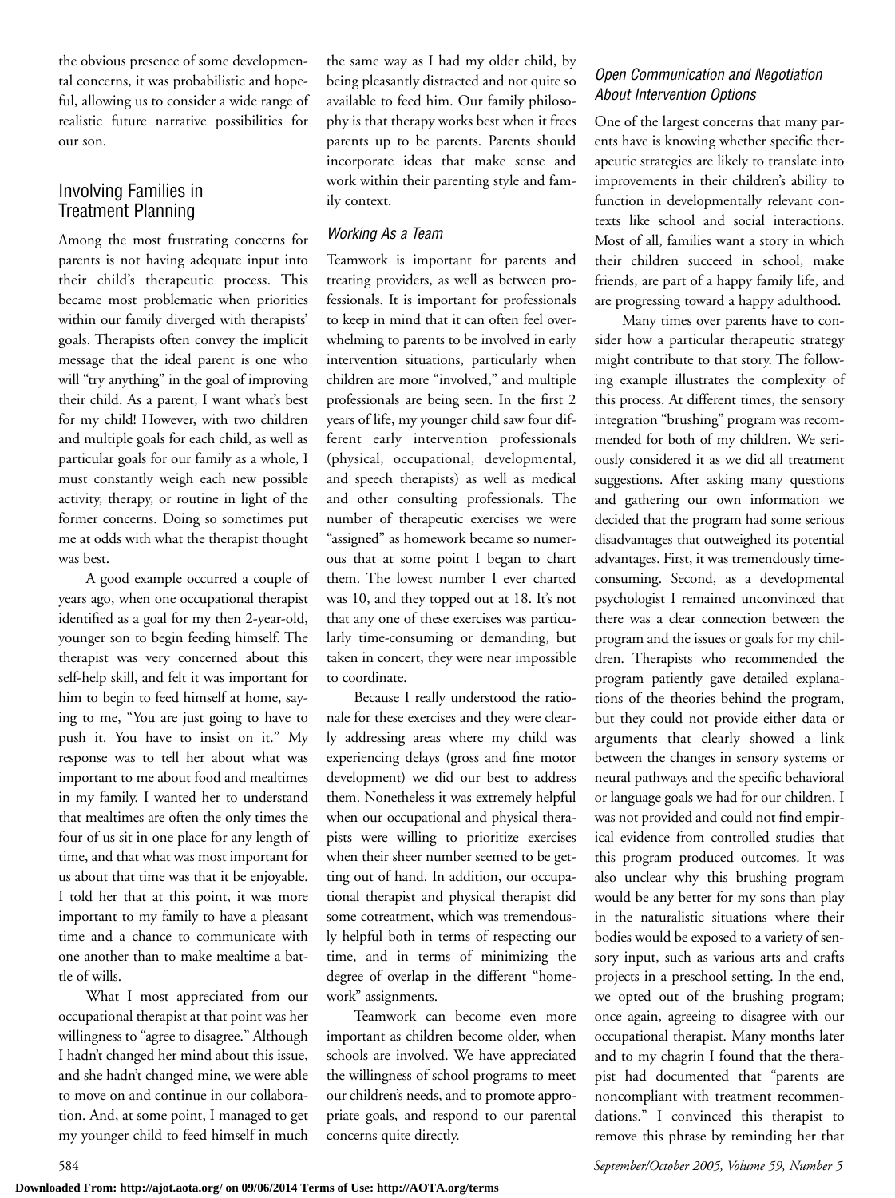the obvious presence of some developmental concerns, it was probabilistic and hopeful, allowing us to consider a wide range of realistic future narrative possibilities for our son.

## Involving Families in Treatment Planning

Among the most frustrating concerns for parents is not having adequate input into their child's therapeutic process. This became most problematic when priorities within our family diverged with therapists' goals. Therapists often convey the implicit message that the ideal parent is one who will "try anything" in the goal of improving their child. As a parent, I want what's best for my child! However, with two children and multiple goals for each child, as well as particular goals for our family as a whole, I must constantly weigh each new possible activity, therapy, or routine in light of the former concerns. Doing so sometimes put me at odds with what the therapist thought was best.

A good example occurred a couple of years ago, when one occupational therapist identified as a goal for my then 2-year-old, younger son to begin feeding himself. The therapist was very concerned about this self-help skill, and felt it was important for him to begin to feed himself at home, saying to me, "You are just going to have to push it. You have to insist on it." My response was to tell her about what was important to me about food and mealtimes in my family. I wanted her to understand that mealtimes are often the only times the four of us sit in one place for any length of time, and that what was most important for us about that time was that it be enjoyable. I told her that at this point, it was more important to my family to have a pleasant time and a chance to communicate with one another than to make mealtime a battle of wills.

What I most appreciated from our occupational therapist at that point was her willingness to "agree to disagree." Although I hadn't changed her mind about this issue, and she hadn't changed mine, we were able to move on and continue in our collaboration. And, at some point, I managed to get my younger child to feed himself in much the same way as I had my older child, by being pleasantly distracted and not quite so available to feed him. Our family philosophy is that therapy works best when it frees parents up to be parents. Parents should incorporate ideas that make sense and work within their parenting style and family context.

### *Working As a Team*

Teamwork is important for parents and treating providers, as well as between professionals. It is important for professionals to keep in mind that it can often feel overwhelming to parents to be involved in early intervention situations, particularly when children are more "involved," and multiple professionals are being seen. In the first 2 years of life, my younger child saw four different early intervention professionals (physical, occupational, developmental, and speech therapists) as well as medical and other consulting professionals. The number of therapeutic exercises we were "assigned" as homework became so numerous that at some point I began to chart them. The lowest number I ever charted was 10, and they topped out at 18. It's not that any one of these exercises was particularly time-consuming or demanding, but taken in concert, they were near impossible to coordinate.

Because I really understood the rationale for these exercises and they were clearly addressing areas where my child was experiencing delays (gross and fine motor development) we did our best to address them. Nonetheless it was extremely helpful when our occupational and physical therapists were willing to prioritize exercises when their sheer number seemed to be getting out of hand. In addition, our occupational therapist and physical therapist did some cotreatment, which was tremendously helpful both in terms of respecting our time, and in terms of minimizing the degree of overlap in the different "homework" assignments.

Teamwork can become even more important as children become older, when schools are involved. We have appreciated the willingness of school programs to meet our children's needs, and to promote appropriate goals, and respond to our parental concerns quite directly.

### *Open Communication and Negotiation About Intervention Options*

One of the largest concerns that many parents have is knowing whether specific therapeutic strategies are likely to translate into improvements in their children's ability to function in developmentally relevant contexts like school and social interactions. Most of all, families want a story in which their children succeed in school, make friends, are part of a happy family life, and are progressing toward a happy adulthood.

Many times over parents have to consider how a particular therapeutic strategy might contribute to that story. The following example illustrates the complexity of this process. At different times, the sensory integration "brushing" program was recommended for both of my children. We seriously considered it as we did all treatment suggestions. After asking many questions and gathering our own information we decided that the program had some serious disadvantages that outweighed its potential advantages. First, it was tremendously time-consuming. Second, as a developmental psychologist I remained unconvinced that there was a clear connection between the program and the issues or goals for my children. Therapists who recommended the program patiently gave detailed explanations of the theories behind the program, but they could not provide either data or arguments that clearly showed a link between the changes in sensory systems or neural pathways and the specific behavioral or language goals we had for our children. I was not provided and could not find empirical evidence from controlled studies that this program produced outcomes. It was also unclear why this brushing program would be any better for my sons than play in the naturalistic situations where their bodies would be exposed to a variety of sensory input, such as various arts and crafts projects in a preschool setting. In the end, we opted out of the brushing program; once again, agreeing to disagree with our occupational therapist. Many months later and to my chagrin I found that the therapist had documented that "parents are noncompliant with treatment recommendations." I convinced this therapist to remove this phrase by reminding her that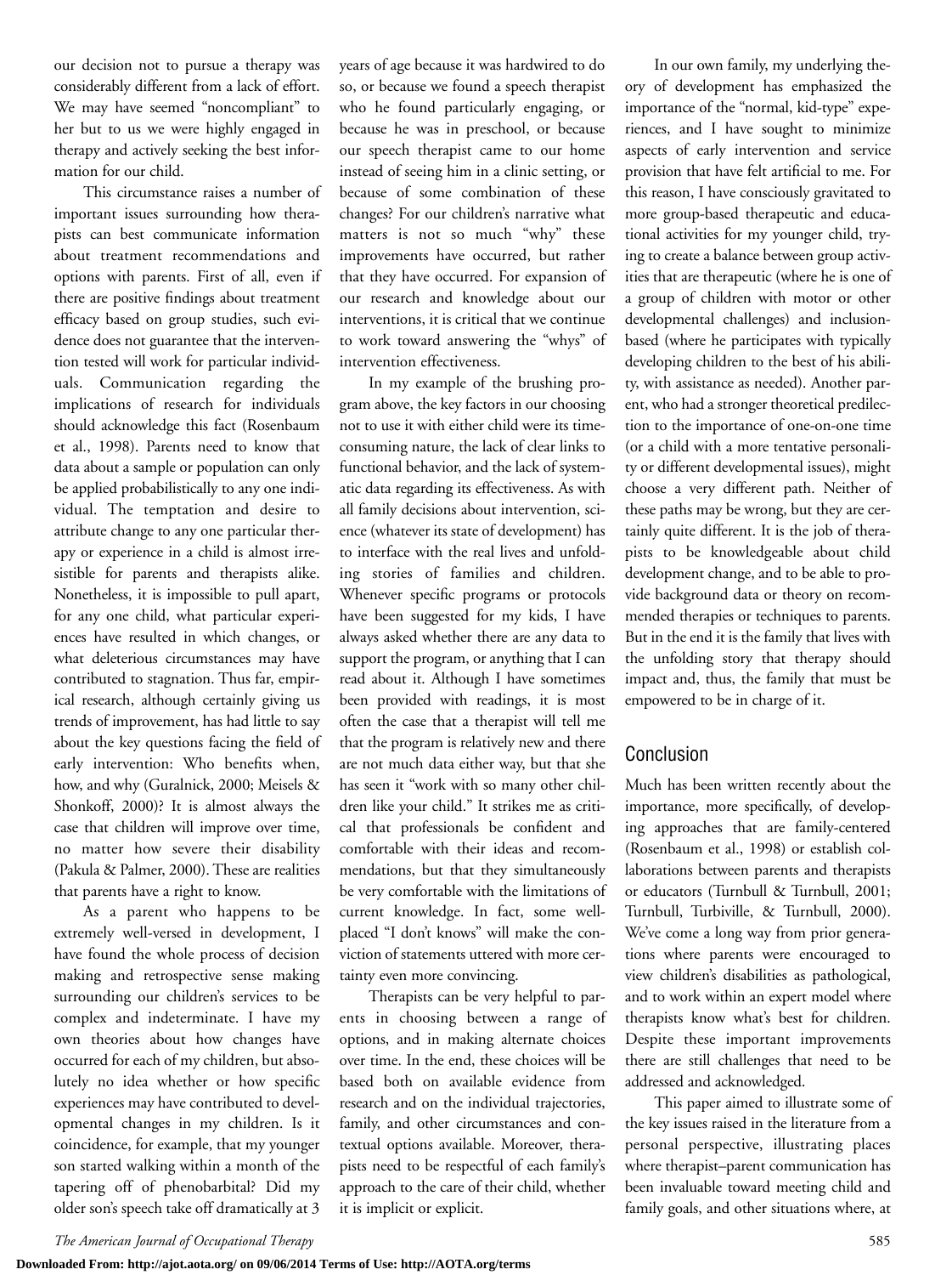our decision not to pursue a therapy was considerably different from a lack of effort. We may have seemed "noncompliant" to her but to us we were highly engaged in therapy and actively seeking the best information for our child.

This circumstance raises a number of important issues surrounding how therapists can best communicate information about treatment recommendations and options with parents. First of all, even if there are positive findings about treatment efficacy based on group studies, such evidence does not guarantee that the intervention tested will work for particular individuals. Communication regarding the implications of research for individuals should acknowledge this fact (Rosenbaum et al., 1998). Parents need to know that data about a sample or population can only be applied probabilistically to any one individual. The temptation and desire to attribute change to any one particular therapy or experience in a child is almost irresistible for parents and therapists alike. Nonetheless, it is impossible to pull apart, for any one child, what particular experiences have resulted in which changes, or what deleterious circumstances may have contributed to stagnation. Thus far, empirical research, although certainly giving us trends of improvement, has had little to say about the key questions facing the field of early intervention: Who benefits when, how, and why (Guralnick, 2000; Meisels & Shonkoff, 2000)? It is almost always the case that children will improve over time, no matter how severe their disability (Pakula & Palmer, 2000). These are realities that parents have a right to know.

As a parent who happens to be extremely well-versed in development, I have found the whole process of decision making and retrospective sense making surrounding our children's services to be complex and indeterminate. I have my own theories about how changes have occurred for each of my children, but absolutely no idea whether or how specific experiences may have contributed to developmental changes in my children. Is it coincidence, for example, that my younger son started walking within a month of the tapering off of phenobarbital? Did my older son's speech take off dramatically at 3 years of age because it was hardwired to do so, or because we found a speech therapist who he found particularly engaging, or because he was in preschool, or because our speech therapist came to our home instead of seeing him in a clinic setting, or because of some combination of these changes? For our children's narrative what matters is not so much "why" these improvements have occurred, but rather that they have occurred. For expansion of our research and knowledge about our interventions, it is critical that we continue to work toward answering the "whys" of intervention effectiveness.

In my example of the brushing program above, the key factors in our choosing not to use it with either child were its time-consuming nature, the lack of clear links to functional behavior, and the lack of systematic data regarding its effectiveness. As with all family decisions about intervention, science (whatever its state of development) has to interface with the real lives and unfolding stories of families and children. Whenever specific programs or protocols have been suggested for my kids, I have always asked whether there are any data to support the program, or anything that I can read about it. Although I have sometimes been provided with readings, it is most often the case that a therapist will tell me that the program is relatively new and there are not much data either way, but that she has seen it "work with so many other children like your child." It strikes me as critical that professionals be confident and comfortable with their ideas and recommendations, but that they simultaneously be very comfortable with the limitations of current knowledge. In fact, some well-placed "I don't knows" will make the conviction of statements uttered with more certainty even more convincing.

Therapists can be very helpful to parents in choosing between a range of options, and in making alternate choices over time. In the end, these choices will be based both on available evidence from research and on the individual trajectories, family, and other circumstances and contextual options available. Moreover, therapists need to be respectful of each family's approach to the care of their child, whether it is implicit or explicit.

In our own family, my underlying theory of development has emphasized the importance of the "normal, kid-type" experiences, and I have sought to minimize aspects of early intervention and service provision that have felt artificial to me. For this reason, I have consciously gravitated to more group-based therapeutic and educational activities for my younger child, trying to create a balance between group activities that are therapeutic (where he is one of a group of children with motor or other developmental challenges) and inclusion-based (where he participates with typically developing children to the best of his ability, with assistance as needed). Another parent, who had a stronger theoretical predilection to the importance of one-on-one time (or a child with a more tentative personality or different developmental issues), might choose a very different path. Neither of these paths may be wrong, but they are certainly quite different. It is the job of therapists to be knowledgeable about child development change, and to be able to provide background data or theory on recommended therapies or techniques to parents. But in the end it is the family that lives with the unfolding story that therapy should impact and, thus, the family that must be empowered to be in charge of it.

## Conclusion

Much has been written recently about the importance, more specifically, of developing approaches that are family-centered (Rosenbaum et al., 1998) or establish collaborations between parents and therapists or educators (Turnbull & Turnbull, 2001; Turnbull, Turbiville, & Turnbull, 2000). We've come a long way from prior generations where parents were encouraged to view children's disabilities as pathological, and to work within an expert model where therapists know what's best for children. Despite these important improvements there are still challenges that need to be addressed and acknowledged.

This paper aimed to illustrate some of the key issues raised in the literature from a personal perspective, illustrating places where therapist–parent communication has been invaluable toward meeting child and family goals, and other situations where, at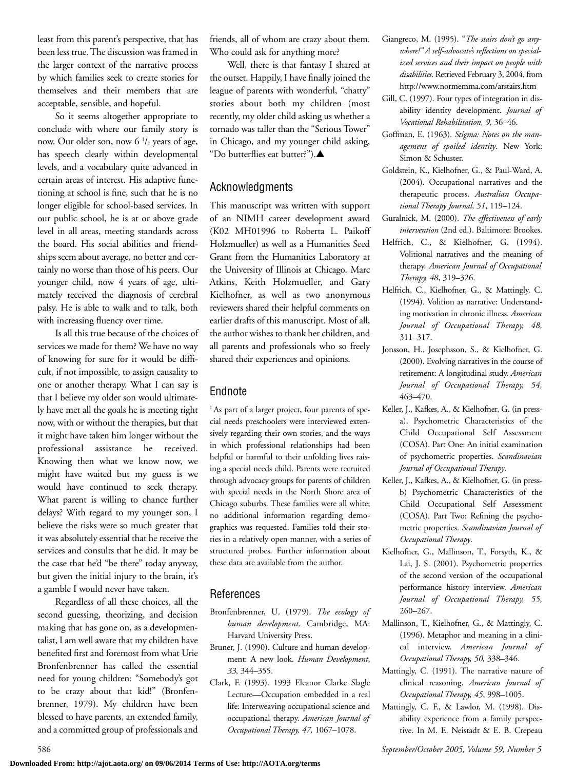least from this parent's perspective, that has been less true. The discussion was framed in the larger context of the narrative process by which families seek to create stories for themselves and their members that are acceptable, sensible, and hopeful.

So it seems altogether appropriate to conclude with where our family story is now. Our older son, now 6 1/2 years of age, has speech clearly within developmental levels, and a vocabulary quite advanced in certain areas of interest. His adaptive functioning at school is fine, such that he is no longer eligible for school-based services. In our public school, he is at or above grade level in all areas, meeting standards across the board. His social abilities and friendships seem about average, no better and certainly no worse than those of his peers. Our younger child, now 4 years of age, ultimately received the diagnosis of cerebral palsy. He is able to walk and to talk, both with increasing fluency over time.

Is all this true because of the choices of services we made for them? We have no way of knowing for sure for it would be difficult, if not impossible, to assign causality to one or another therapy. What I can say is that I believe my older son would ultimately have met all the goals he is meeting right now, with or without the therapies, but that it might have taken him longer without the professional assistance he received. Knowing then what we know now, we might have waited but my guess is we would have continued to seek therapy. What parent is willing to chance further delays? With regard to my younger son, I believe the risks were so much greater that it was absolutely essential that he receive the services and consults that he did. It may be the case that he'd "be there" today anyway, but given the initial injury to the brain, it's a gamble I would never have taken.

Regardless of all these choices, all the second guessing, theorizing, and decision making that has gone on, as a developmentalist, I am well aware that my children have benefited first and foremost from what Urie Bronfenbrenner has called the essential need for young children: "Somebody's got to be crazy about that kid!" (Bronfenbrenner, 1979). My children have been blessed to have parents, an extended family, and a committed group of professionals and friends, all of whom are crazy about them. Who could ask for anything more?

Well, there is that fantasy I shared at the outset. Happily, I have finally joined the league of parents with wonderful, "chatty" stories about both my children (most recently, my older child asking us whether a tornado was taller than the "Serious Tower" in Chicago, and my younger child asking, "Do butterflies eat butter?").▲

## Acknowledgments

This manuscript was written with support of an NIMH career development award (K02 MH01996 to Roberta L. Paikoff Holzmueller) as well as a Humanities Seed Grant from the Humanities Laboratory at the University of Illinois at Chicago. Marc Atkins, Keith Holzmueller, and Gary Kielhofner, as well as two anonymous reviewers shared their helpful comments on earlier drafts of this manuscript. Most of all, the author wishes to thank her children, and all parents and professionals who so freely shared their experiences and opinions.

## Endnote

[1] As part of a larger project, four parents of special needs preschoolers were interviewed extensively regarding their own stories, and the ways in which professional relationships had been helpful or harmful to their unfolding lives raising a special needs child. Parents were recruited through advocacy groups for parents of children with special needs in the North Shore area of Chicago suburbs. These families were all white; no additional information regarding demographics was requested. Families told their stories in a relatively open manner, with a series of structured probes. Further information about these data are available from the author.

## References

Bronfenbrenner, U. (1979). *The ecology of human development*. Cambridge, MA: Harvard University Press.

Bruner, J. (1990). Culture and human development: A new look. *Human Development, 33,* 344–355.

Clark, F. (1993). 1993 Eleanor Clarke Slagle Lecture—Occupation embedded in a real life: Interweaving occupational science and occupational therapy. *American Journal of Occupational Therapy, 47,* 1067–1078.

Giangreco, M. (1995). "*The stairs don't go anywhere!" A self-advocate's reflections on specialized services and their impact on people with disabilities*. Retrieved February 3, 2004, from http://www.normemma.com/arstairs.htm

Gill, C. (1997). Four types of integration in disability identity development. *Journal of Vocational Rehabilitation, 9,* 36–46.

Goffman, E. (1963). *Stigma: Notes on the management of spoiled identity*. New York: Simon & Schuster.

Goldstein, K., Kielhofner, G., & Paul-Ward, A. (2004). Occupational narratives and the therapeutic process. *Australian Occupational Therapy Journal, 51,* 119–124.

Guralnick, M. (2000). *The effectiveness of early intervention* (2nd ed.). Baltimore: Brookes.

Helfrich, C., & Kielhofner, G. (1994). Volitional narratives and the meaning of therapy. *American Journal of Occupational Therapy, 48,* 319–326.

Helfrich, C., Kielhofner, G., & Mattingly. C. (1994). Volition as narrative: Understanding motivation in chronic illness. *American Journal of Occupational Therapy, 48,* 311–317.

Jonsson, H., Josephsson, S., & Kielhofner, G. (2000). Evolving narratives in the course of retirement: A longitudinal study. *American Journal of Occupational Therapy, 54,* 463–470.

Keller, J., Kafkes, A., & Kielhofner, G. (in press-a). Psychometric Characteristics of the Child Occupational Self Assessment (COSA). Part One: An initial examination of psychometric properties. *Scandinavian Journal of Occupational Therapy*.

Keller, J., Kafkes, A., & Kielhofner, G. (in press-b) Psychometric Characteristics of the Child Occupational Self Assessment (COSA). Part Two: Refining the psychometric properties. *Scandinavian Journal of Occupational Therapy*.

Kielhofner, G., Mallinson, T., Forsyth, K., & Lai, J. S. (2001). Psychometric properties of the second version of the occupational performance history interview. *American Journal of Occupational Therapy, 55,* 260–267.

Mallinson, T., Kielhofner, G., & Mattingly, C. (1996). Metaphor and meaning in a clinical interview. *American Journal of Occupational Therapy, 50,* 338–346.

Mattingly, C. (1991). The narrative nature of clinical reasoning. *American Journal of Occupational Therapy, 45,* 998–1005.

Mattingly, C. F., & Lawlor, M. (1998). Disability experience from a family perspective. In M. E. Neistadt & E. B. Crepeau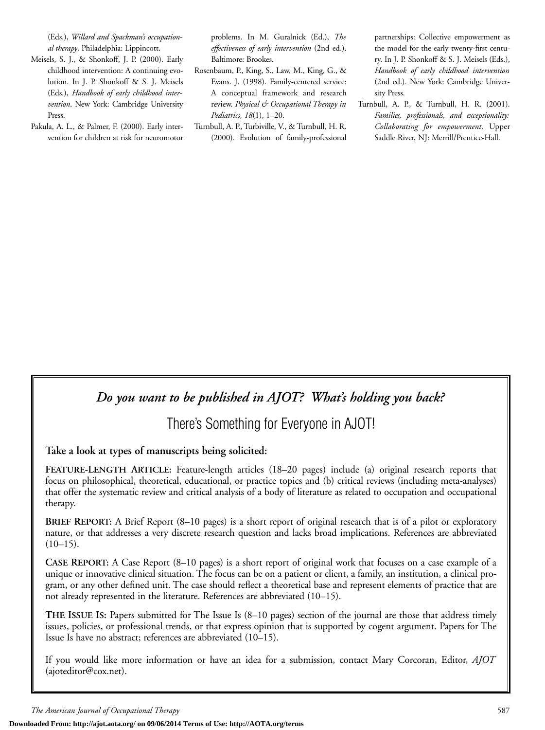(Eds.), *Willard and Spackman's occupational therapy*. Philadelphia: Lippincott.

Meisels, S. J., & Shonkoff, J. P. (2000). Early childhood intervention: A continuing evolution. In J. P. Shonkoff & S. J. Meisels (Eds.), *Handbook of early childhood intervention*. New York: Cambridge University Press.

Pakula, A. L., & Palmer, F. (2000). Early intervention for children at risk for neuromotor problems. In M. Guralnick (Ed.), *The effectiveness of early intervention* (2nd ed.). Baltimore: Brookes.

Rosenbaum, P., King, S., Law, M., King, G., & Evans. J. (1998). Family-centered service: A conceptual framework and research review. *Physical & Occupational Therapy in Pediatrics, 18*(1), 1–20.

Turnbull, A. P., Turbiville, V., & Turnbull, H. R. (2000). Evolution of family-professional partnerships: Collective empowerment as the model for the early twenty-first century. In J. P. Shonkoff & S. J. Meisels (Eds.), *Handbook of early childhood intervention* (2nd ed.). New York: Cambridge University Press.

Turnbull, A. P., & Turnbull, H. R. (2001). *Families, professionals, and exceptionality: Collaborating for empowerment*. Upper Saddle River, NJ: Merrill/Prentice-Hall.

## *Do you want to be published in AJOT? What's holding you back?*

### There's Something for Everyone in AJOT!

**Take a look at types of manuscripts being solicited:**

**FEATURE-LENGTH ARTICLE:** Feature-length articles (18–20 pages) include (a) original research reports that focus on philosophical, theoretical, educational, or practice topics and (b) critical reviews (including meta-analyses) that offer the systematic review and critical analysis of a body of literature as related to occupation and occupational therapy.

**BRIEF REPORT:** A Brief Report (8–10 pages) is a short report of original research that is of a pilot or exploratory nature, or that addresses a very discrete research question and lacks broad implications. References are abbreviated (10–15).

**CASE REPORT:** A Case Report (8–10 pages) is a short report of original work that focuses on a case example of a unique or innovative clinical situation. The focus can be on a patient or client, a family, an institution, a clinical program, or any other defined unit. The case should reflect a theoretical base and represent elements of practice that are not already represented in the literature. References are abbreviated (10–15).

**THE ISSUE IS:** Papers submitted for The Issue Is (8–10 pages) section of the journal are those that address timely issues, policies, or professional trends, or that express opinion that is supported by cogent argument. Papers for The Issue Is have no abstract; references are abbreviated (10–15).

If you would like more information or have an idea for a submission, contact Mary Corcoran, Editor, *AJOT* (ajoteditor@cox.net).